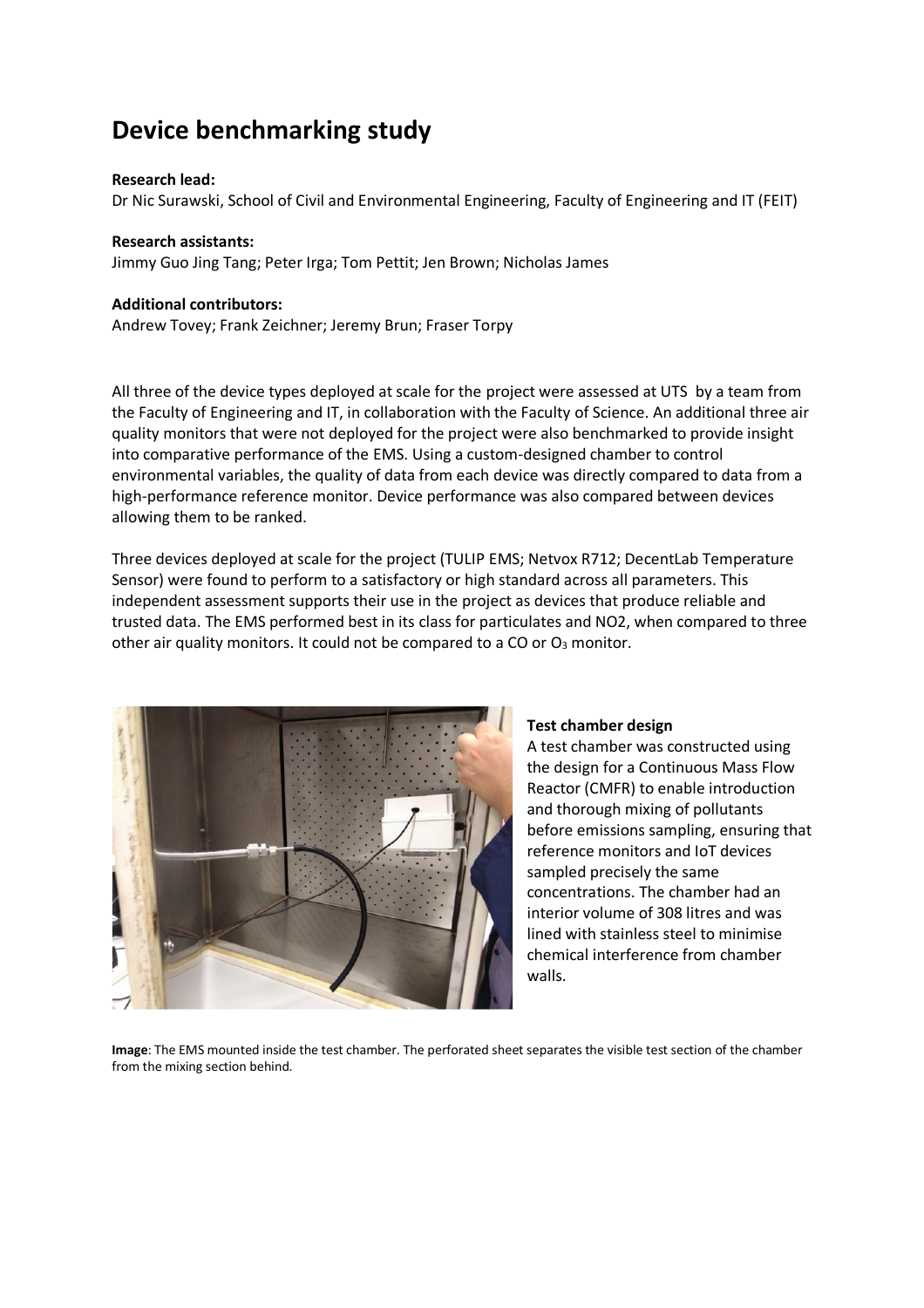# Device benchmarking study

**Research lead:**
Dr Nic Surawski, School of Civil and Environmental Engineering, Faculty of Engineering and IT (FEIT)

**Research assistants:**
Jimmy Guo Jing Tang; Peter Irga; Tom Pettit; Jen Brown; Nicholas James

**Additional contributors:**
Andrew Tovey; Frank Zeichner; Jeremy Brun; Fraser Torpy

All three of the device types deployed at scale for the project were assessed at UTS by a team from the Faculty of Engineering and IT, in collaboration with the Faculty of Science. An additional three air quality monitors that were not deployed for the project were also benchmarked to provide insight into comparative performance of the EMS. Using a custom-designed chamber to control environmental variables, the quality of data from each device was directly compared to data from a high-performance reference monitor. Device performance was also compared between devices allowing them to be ranked.

Three devices deployed at scale for the project (TULIP EMS; Netvox R712; DecentLab Temperature Sensor) were found to perform to a satisfactory or high standard across all parameters. This independent assessment supports their use in the project as devices that produce reliable and trusted data. The EMS performed best in its class for particulates and NO2, when compared to three other air quality monitors. It could not be compared to a CO or $O_3$ monitor.

### Test chamber design

A test chamber was constructed using the design for a Continuous Mass Flow Reactor (CMFR) to enable introduction and thorough mixing of pollutants before emissions sampling, ensuring that reference monitors and IoT devices sampled precisely the same concentrations. The chamber had an interior volume of 308 litres and was lined with stainless steel to minimise chemical interference from chamber walls.

**Image**: The EMS mounted inside the test chamber. The perforated sheet separates the visible test section of the chamber from the mixing section behind.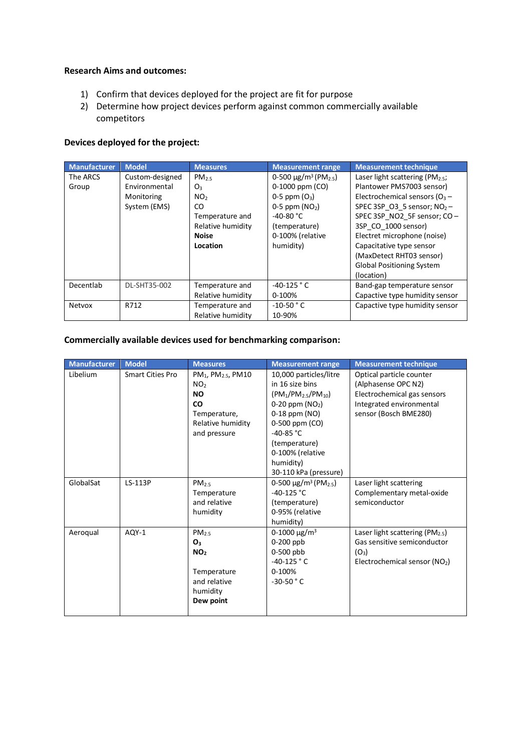**Research Aims and outcomes:**

1) Confirm that devices deployed for the project are fit for purpose
2) Determine how project devices perform against common commercially available competitors

**Devices deployed for the project:**

| Manufacturer | Model | Measures | Measurement range | Measurement technique |
|---|---|---|---|---|
| The ARCS Group | Custom-designed Environmental Monitoring System (EMS) | $PM_{2.5}$<br>$O_3$<br>$NO_2$<br>CO<br>Temperature and Relative humidity<br>**Noise**<br>**Location** | 0-500 µg/m³ ($PM_{2.5}$)<br>0-1000 ppm (CO)<br>0-5 ppm ($O_3$)<br>0-5 ppm ($NO_2$)<br>-40-80 °C (temperature)<br>0-100% (relative humidity) | Laser light scattering ($PM_{2.5}$; Plantower PMS7003 sensor)<br>Electrochemical sensors ($O_3$ – SPEC 3SP_O3_5 sensor; $NO_2$ – SPEC 3SP_NO2_5F sensor; CO – 3SP_CO_1000 sensor)<br>Electret microphone (noise)<br>Capacitative type sensor (MaxDetect RHT03 sensor)<br>Global Positioning System (location) |
| Decentlab | DL-SHT35-002 | Temperature and Relative humidity | -40-125 ° C<br>0-100% | Band-gap temperature sensor<br>Capactive type humidity sensor |
| Netvox | R712 | Temperature and Relative humidity | -10-50 ° C<br>10-90% | Capactive type humidity sensor |

**Commercially available devices used for benchmarking comparison:**

| Manufacturer | Model | Measures | Measurement range | Measurement technique |
|---|---|---|---|---|
| Libelium | Smart Cities Pro | $PM_1$, $PM_{2.5}$, PM10<br>$NO_2$<br>**NO**<br>**CO**<br>Temperature, Relative humidity and pressure | 10,000 particles/litre in 16 size bins ($PM_1$/$PM_{2.5}$/$PM_{10}$)<br>0-20 ppm ($NO_2$)<br>0-18 ppm (NO)<br>0-500 ppm (CO)<br>-40-85 °C (temperature)<br>0-100% (relative humidity)<br>30-110 kPa (pressure) | Optical particle counter (Alphasense OPC N2)<br>Electrochemical gas sensors<br>Integrated environmental sensor (Bosch BME280) |
| GlobalSat | LS-113P | $PM_{2.5}$<br>Temperature and relative humidity | 0-500 µg/m³ ($PM_{2.5}$)<br>-40-125 °C (temperature)<br>0-95% (relative humidity) | Laser light scattering<br>Complementary metal-oxide semiconductor |
| Aeroqual | AQY-1 | $PM_{2.5}$<br>**$O_3$**<br>**$NO_2$**<br><br>Temperature and relative humidity<br>**Dew point** | 0-1000 µg/m³<br>0-200 ppb<br>0-500 pbb<br>-40-125 ° C<br>0-100%<br>-30-50 ° C | Laser light scattering ($PM_{2.5}$)<br>Gas sensitive semiconductor ($O_3$)<br>Electrochemical sensor ($NO_2$) |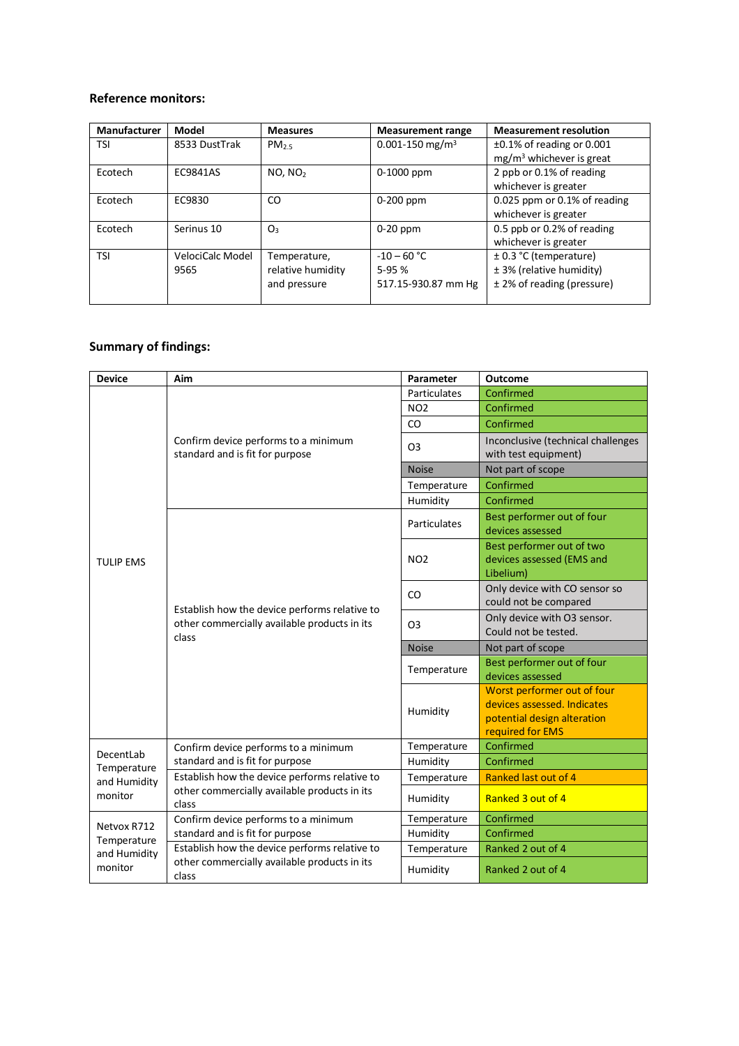**Reference monitors:**

| Manufacturer | Model | Measures | Measurement range | Measurement resolution |
|---|---|---|---|---|
| TSI | 8533 DustTrak | $PM_{2.5}$ | 0.001-150 mg/m$^3$ | ±0.1% of reading or 0.001 mg/m$^3$ whichever is great |
| Ecotech | EC9841AS | NO, $NO_2$ | 0-1000 ppm | 2 ppb or 0.1% of reading whichever is greater |
| Ecotech | EC9830 | CO | 0-200 ppm | 0.025 ppm or 0.1% of reading whichever is greater |
| Ecotech | Serinus 10 | $O_3$ | 0-20 ppm | 0.5 ppb or 0.2% of reading whichever is greater |
| TSI | VelociCalc Model 9565 | Temperature, relative humidity and pressure | -10 – 60 °C<br>5-95 %<br>517.15-930.87 mm Hg | ± 0.3 °C (temperature)<br>± 3% (relative humidity)<br>± 2% of reading (pressure) |

**Summary of findings:**

| Device | Aim | Parameter | Outcome |
|---|---|---|---|
| TULIP EMS | Confirm device performs to a minimum standard and is fit for purpose | Particulates | Confirmed |
| | | NO2 | Confirmed |
| | | CO | Confirmed |
| | | O3 | Inconclusive (technical challenges with test equipment) |
| | | Noise | Not part of scope |
| | | Temperature | Confirmed |
| | | Humidity | Confirmed |
| | Establish how the device performs relative to other commercially available products in its class | Particulates | Best performer out of four devices assessed |
| | | NO2 | Best performer out of two devices assessed (EMS and Libelium) |
| | | CO | Only device with CO sensor so could not be compared |
| | | O3 | Only device with O3 sensor. Could not be tested. |
| | | Noise | Not part of scope |
| | | Temperature | Best performer out of four devices assessed |
| | | Humidity | Worst performer out of four devices assessed. Indicates potential design alteration required for EMS |
| DecentLab Temperature and Humidity monitor | Confirm device performs to a minimum standard and is fit for purpose | Temperature | Confirmed |
| | | Humidity | Confirmed |
| | Establish how the device performs relative to other commercially available products in its class | Temperature | Ranked last out of 4 |
| | | Humidity | Ranked 3 out of 4 |
| Netvox R712 Temperature and Humidity monitor | Confirm device performs to a minimum standard and is fit for purpose | Temperature | Confirmed |
| | | Humidity | Confirmed |
| | Establish how the device performs relative to other commercially available products in its class | Temperature | Ranked 2 out of 4 |
| | | Humidity | Ranked 2 out of 4 |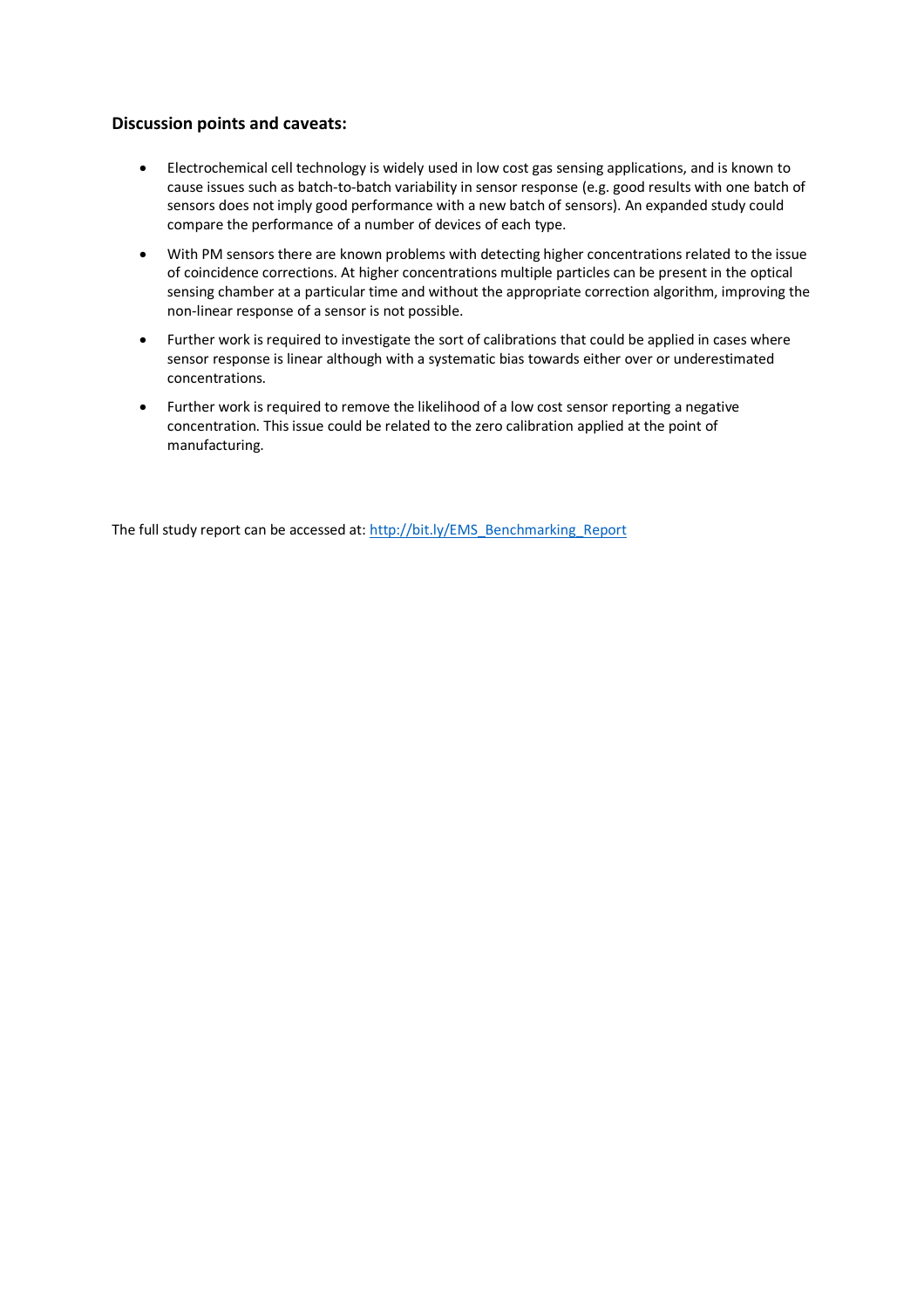**Discussion points and caveats:**

- Electrochemical cell technology is widely used in low cost gas sensing applications, and is known to cause issues such as batch-to-batch variability in sensor response (e.g. good results with one batch of sensors does not imply good performance with a new batch of sensors). An expanded study could compare the performance of a number of devices of each type.
- With PM sensors there are known problems with detecting higher concentrations related to the issue of coincidence corrections. At higher concentrations multiple particles can be present in the optical sensing chamber at a particular time and without the appropriate correction algorithm, improving the non-linear response of a sensor is not possible.
- Further work is required to investigate the sort of calibrations that could be applied in cases where sensor response is linear although with a systematic bias towards either over or underestimated concentrations.
- Further work is required to remove the likelihood of a low cost sensor reporting a negative concentration. This issue could be related to the zero calibration applied at the point of manufacturing.

The full study report can be accessed at: [http://bit.ly/EMS_Benchmarking_Report](http://bit.ly/EMS_Benchmarking_Report)